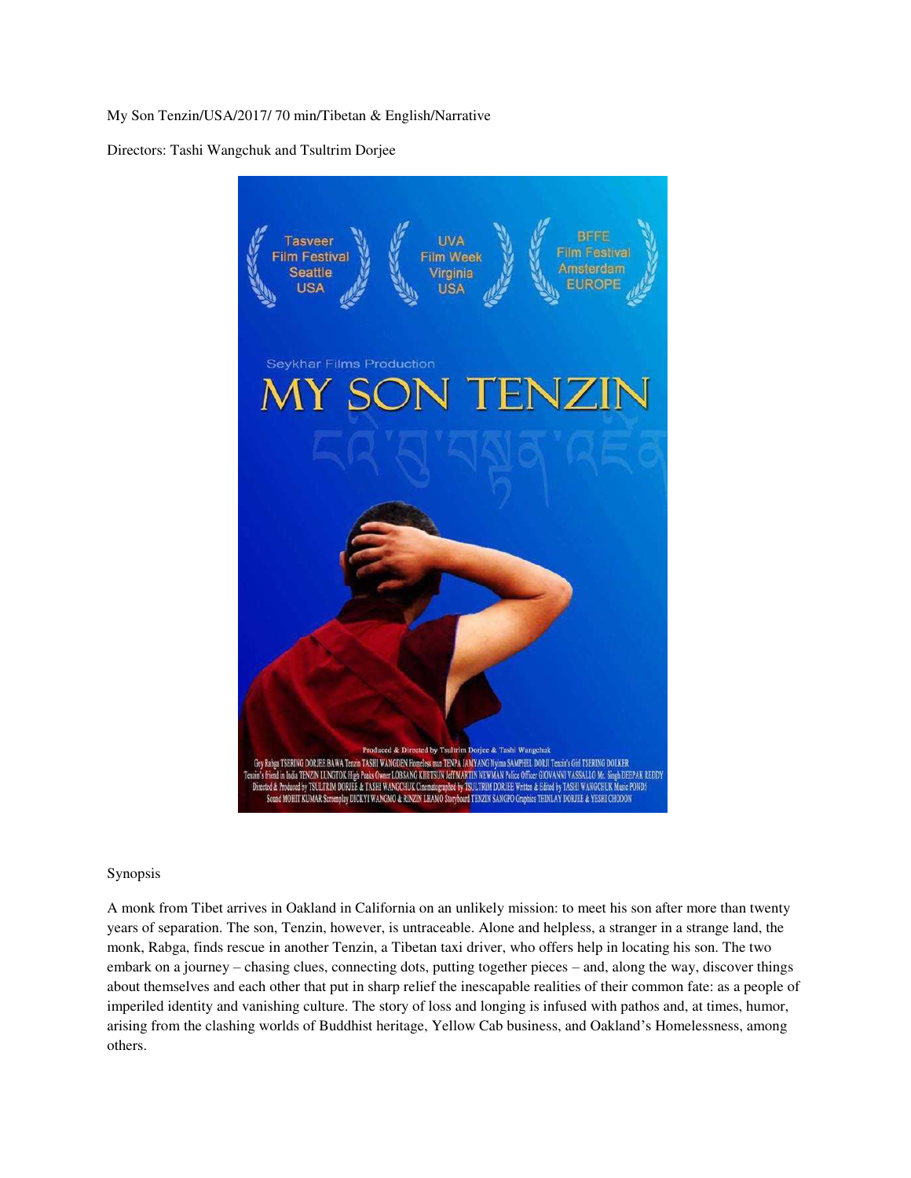My Son Tenzin/USA/2017/ 70 min/Tibetan & English/Narrative

Directors: Tashi Wangchuk and Tsultrim Dorjee

Synopsis

A monk from Tibet arrives in Oakland in California on an unlikely mission: to meet his son after more than twenty years of separation. The son, Tenzin, however, is untraceable. Alone and helpless, a stranger in a strange land, the monk, Rabga, finds rescue in another Tenzin, a Tibetan taxi driver, who offers help in locating his son. The two embark on a journey – chasing clues, connecting dots, putting together pieces – and, along the way, discover things about themselves and each other that put in sharp relief the inescapable realities of their common fate: as a people of imperiled identity and vanishing culture. The story of loss and longing is infused with pathos and, at times, humor, arising from the clashing worlds of Buddhist heritage, Yellow Cab business, and Oakland's Homelessness, among others.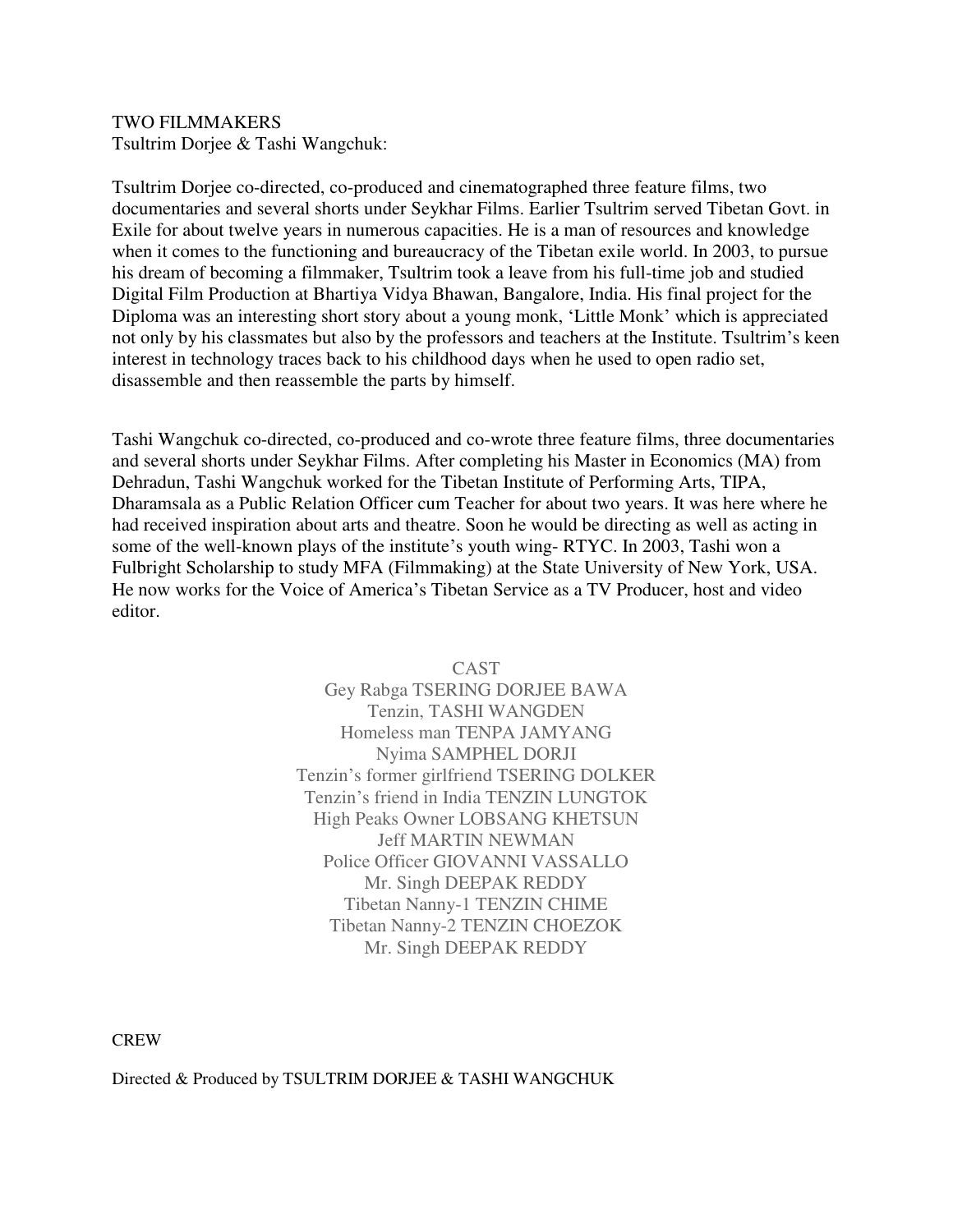TWO FILMMAKERS
Tsultrim Dorjee & Tashi Wangchuk:

Tsultrim Dorjee co-directed, co-produced and cinematographed three feature films, two documentaries and several shorts under Seykhar Films. Earlier Tsultrim served Tibetan Govt. in Exile for about twelve years in numerous capacities. He is a man of resources and knowledge when it comes to the functioning and bureaucracy of the Tibetan exile world. In 2003, to pursue his dream of becoming a filmmaker, Tsultrim took a leave from his full-time job and studied Digital Film Production at Bhartiya Vidya Bhawan, Bangalore, India. His final project for the Diploma was an interesting short story about a young monk, 'Little Monk' which is appreciated not only by his classmates but also by the professors and teachers at the Institute. Tsultrim's keen interest in technology traces back to his childhood days when he used to open radio set, disassemble and then reassemble the parts by himself.

Tashi Wangchuk co-directed, co-produced and co-wrote three feature films, three documentaries and several shorts under Seykhar Films. After completing his Master in Economics (MA) from Dehradun, Tashi Wangchuk worked for the Tibetan Institute of Performing Arts, TIPA, Dharamsala as a Public Relation Officer cum Teacher for about two years. It was here where he had received inspiration about arts and theatre. Soon he would be directing as well as acting in some of the well-known plays of the institute's youth wing- RTYC. In 2003, Tashi won a Fulbright Scholarship to study MFA (Filmmaking) at the State University of New York, USA. He now works for the Voice of America's Tibetan Service as a TV Producer, host and video editor.

CAST
Gey Rabga TSERING DORJEE BAWA
Tenzin, TASHI WANGDEN
Homeless man TENPA JAMYANG
Nyima SAMPHEL DORJI
Tenzin's former girlfriend TSERING DOLKER
Tenzin's friend in India TENZIN LUNGTOK
High Peaks Owner LOBSANG KHETSUN
Jeff MARTIN NEWMAN
Police Officer GIOVANNI VASSALLO
Mr. Singh DEEPAK REDDY
Tibetan Nanny-1 TENZIN CHIME
Tibetan Nanny-2 TENZIN CHOEZOK
Mr. Singh DEEPAK REDDY

CREW

Directed & Produced by TSULTRIM DORJEE & TASHI WANGCHUK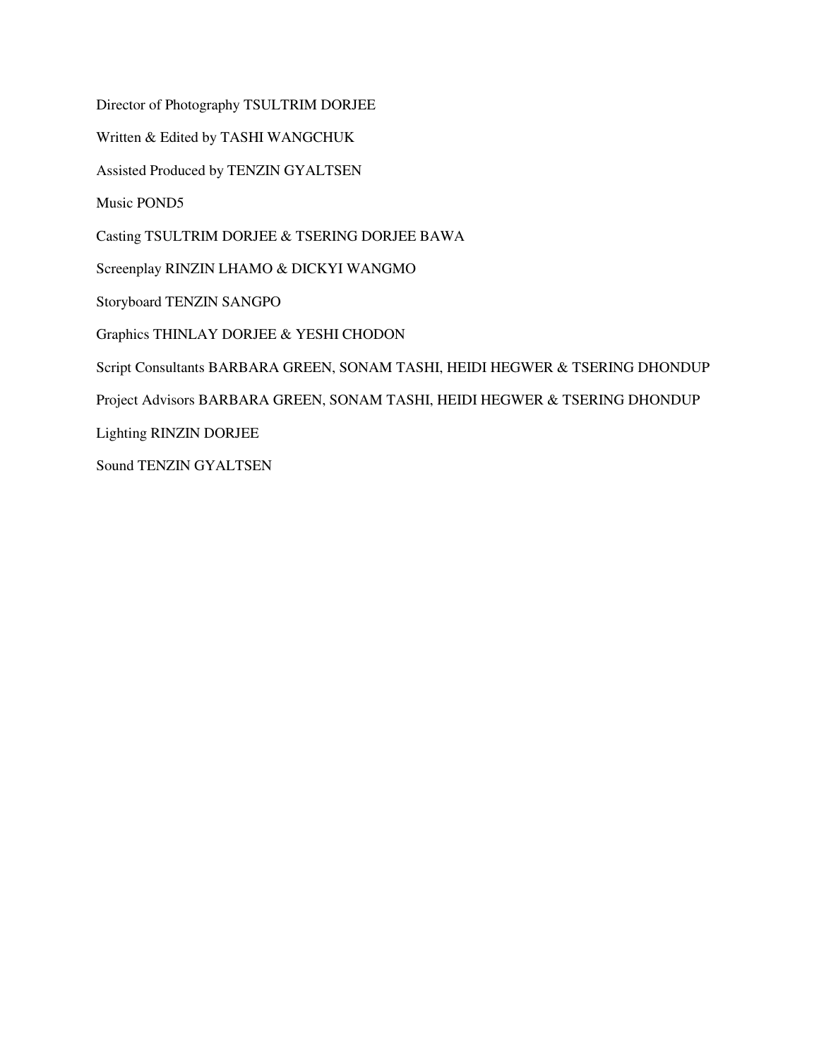Director of Photography TSULTRIM DORJEE

Written & Edited by TASHI WANGCHUK

Assisted Produced by TENZIN GYALTSEN

Music POND5

Casting TSULTRIM DORJEE & TSERING DORJEE BAWA

Screenplay RINZIN LHAMO & DICKYI WANGMO

Storyboard TENZIN SANGPO

Graphics THINLAY DORJEE & YESHI CHODON

Script Consultants BARBARA GREEN, SONAM TASHI, HEIDI HEGWER & TSERING DHONDUP

Project Advisors BARBARA GREEN, SONAM TASHI, HEIDI HEGWER & TSERING DHONDUP

Lighting RINZIN DORJEE

Sound TENZIN GYALTSEN